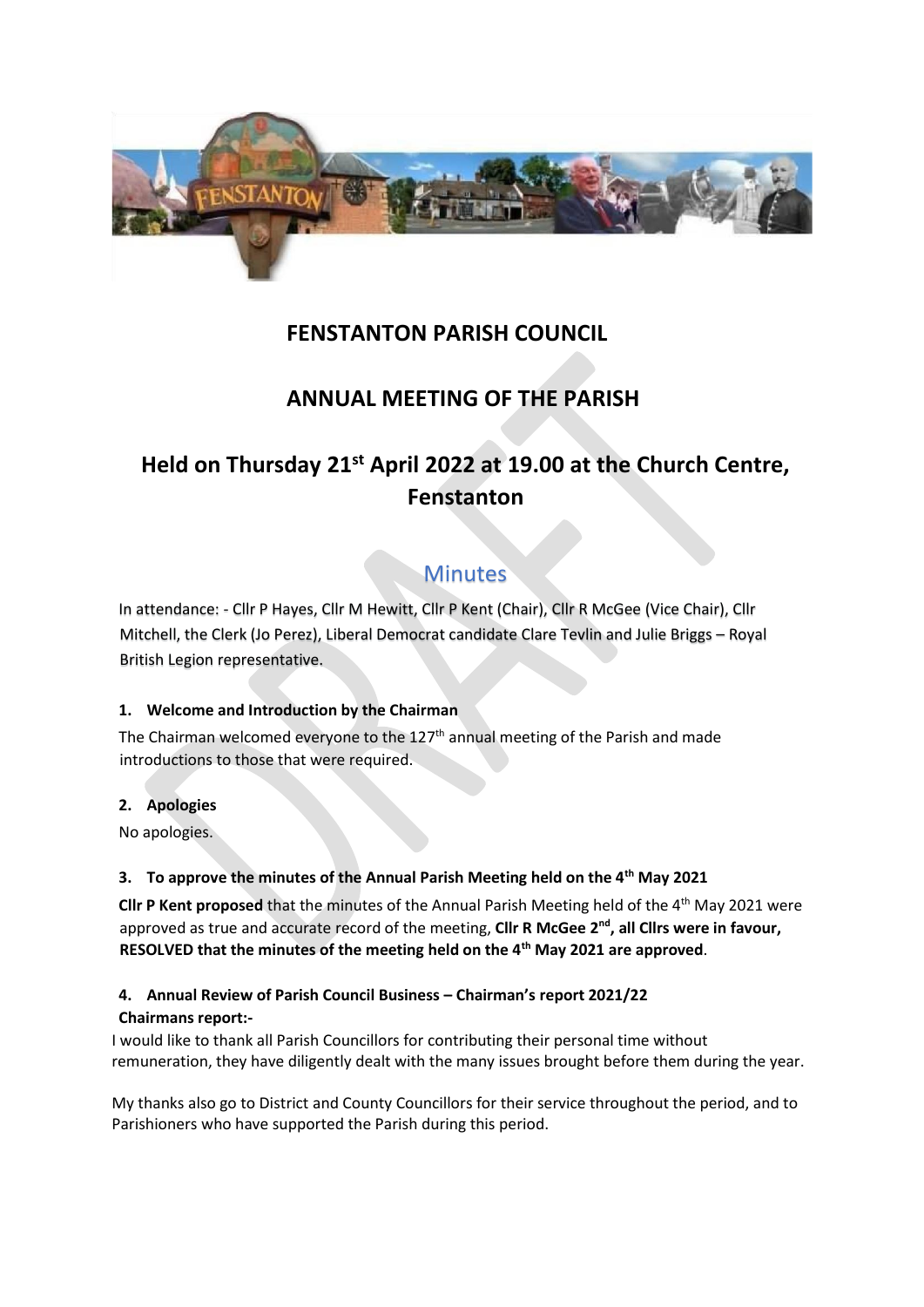# FENSTANTON PARISH COUNCIL

## ANNUAL MEETING OF THE PARISH

## Held on Thursday 21st April 2022 at 19.00 at the Church Centre, Fenstanton

### Minutes

In attendance: - Cllr P Hayes, Cllr M Hewitt, Cllr P Kent (Chair), Cllr R McGee (Vice Chair), Cllr Mitchell, the Clerk (Jo Perez), Liberal Democrat candidate Clare Tevlin and Julie Briggs – Royal British Legion representative.

**1. Welcome and Introduction by the Chairman**

The Chairman welcomed everyone to the 127th annual meeting of the Parish and made introductions to those that were required.

**2. Apologies**

No apologies.

**3. To approve the minutes of the Annual Parish Meeting held on the 4th May 2021**

**Cllr P Kent proposed** that the minutes of the Annual Parish Meeting held of the 4th May 2021 were approved as true and accurate record of the meeting, **Cllr R McGee 2nd, all Cllrs were in favour, RESOLVED that the minutes of the meeting held on the 4th May 2021 are approved**.

**4. Annual Review of Parish Council Business – Chairman's report 2021/22**

**Chairmans report:-**

I would like to thank all Parish Councillors for contributing their personal time without remuneration, they have diligently dealt with the many issues brought before them during the year.

My thanks also go to District and County Councillors for their service throughout the period, and to Parishioners who have supported the Parish during this period.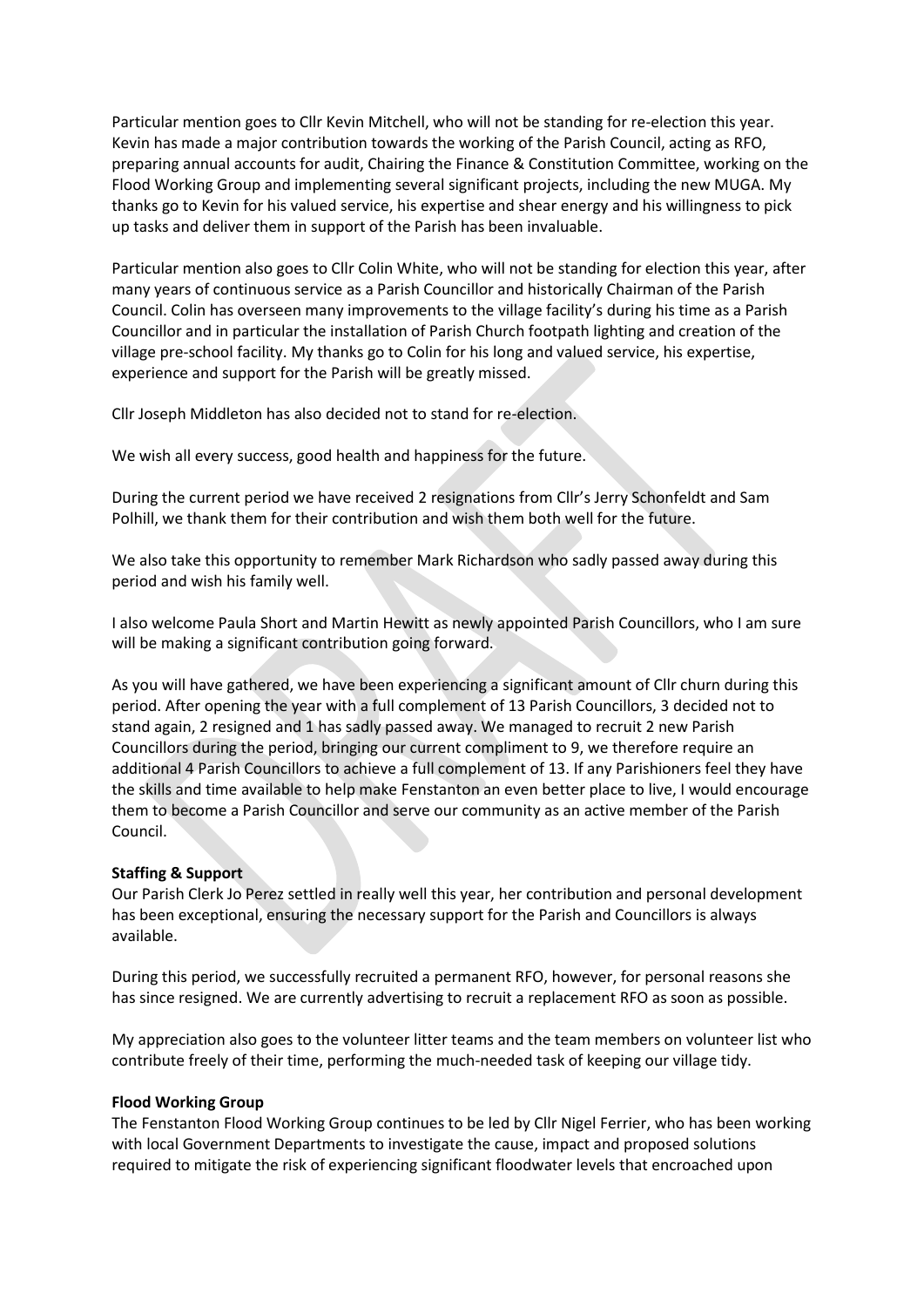Particular mention goes to Cllr Kevin Mitchell, who will not be standing for re-election this year. Kevin has made a major contribution towards the working of the Parish Council, acting as RFO, preparing annual accounts for audit, Chairing the Finance & Constitution Committee, working on the Flood Working Group and implementing several significant projects, including the new MUGA. My thanks go to Kevin for his valued service, his expertise and shear energy and his willingness to pick up tasks and deliver them in support of the Parish has been invaluable.

Particular mention also goes to Cllr Colin White, who will not be standing for election this year, after many years of continuous service as a Parish Councillor and historically Chairman of the Parish Council. Colin has overseen many improvements to the village facility's during his time as a Parish Councillor and in particular the installation of Parish Church footpath lighting and creation of the village pre-school facility. My thanks go to Colin for his long and valued service, his expertise, experience and support for the Parish will be greatly missed.

Cllr Joseph Middleton has also decided not to stand for re-election.

We wish all every success, good health and happiness for the future.

During the current period we have received 2 resignations from Cllr's Jerry Schonfeldt and Sam Polhill, we thank them for their contribution and wish them both well for the future.

We also take this opportunity to remember Mark Richardson who sadly passed away during this period and wish his family well.

I also welcome Paula Short and Martin Hewitt as newly appointed Parish Councillors, who I am sure will be making a significant contribution going forward.

As you will have gathered, we have been experiencing a significant amount of Cllr churn during this period. After opening the year with a full complement of 13 Parish Councillors, 3 decided not to stand again, 2 resigned and 1 has sadly passed away. We managed to recruit 2 new Parish Councillors during the period, bringing our current compliment to 9, we therefore require an additional 4 Parish Councillors to achieve a full complement of 13. If any Parishioners feel they have the skills and time available to help make Fenstanton an even better place to live, I would encourage them to become a Parish Councillor and serve our community as an active member of the Parish Council.

**Staffing & Support**

Our Parish Clerk Jo Perez settled in really well this year, her contribution and personal development has been exceptional, ensuring the necessary support for the Parish and Councillors is always available.

During this period, we successfully recruited a permanent RFO, however, for personal reasons she has since resigned. We are currently advertising to recruit a replacement RFO as soon as possible.

My appreciation also goes to the volunteer litter teams and the team members on volunteer list who contribute freely of their time, performing the much-needed task of keeping our village tidy.

**Flood Working Group**

The Fenstanton Flood Working Group continues to be led by Cllr Nigel Ferrier, who has been working with local Government Departments to investigate the cause, impact and proposed solutions required to mitigate the risk of experiencing significant floodwater levels that encroached upon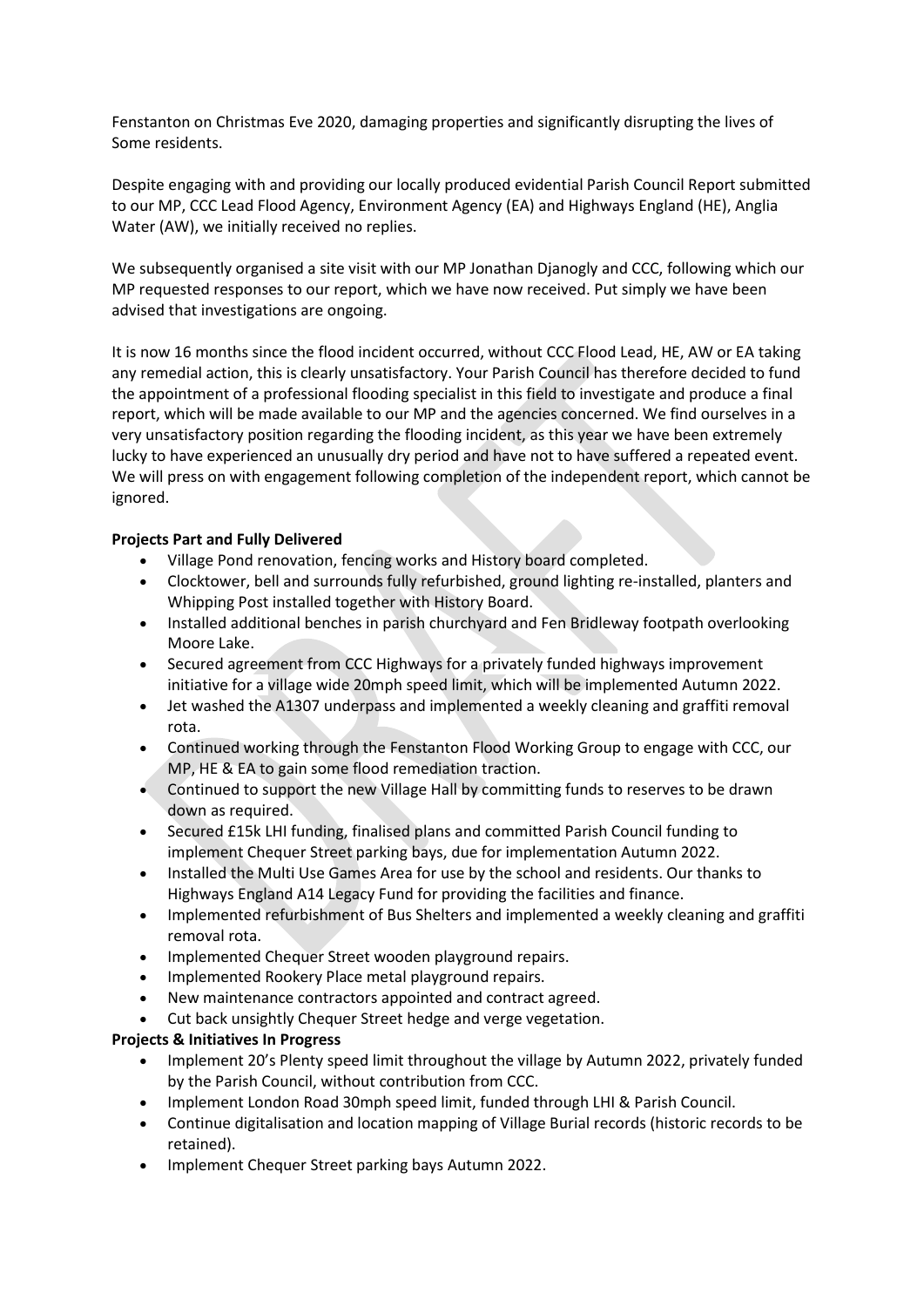Fenstanton on Christmas Eve 2020, damaging properties and significantly disrupting the lives of Some residents.

Despite engaging with and providing our locally produced evidential Parish Council Report submitted to our MP, CCC Lead Flood Agency, Environment Agency (EA) and Highways England (HE), Anglia Water (AW), we initially received no replies.

We subsequently organised a site visit with our MP Jonathan Djanogly and CCC, following which our MP requested responses to our report, which we have now received. Put simply we have been advised that investigations are ongoing.

It is now 16 months since the flood incident occurred, without CCC Flood Lead, HE, AW or EA taking any remedial action, this is clearly unsatisfactory. Your Parish Council has therefore decided to fund the appointment of a professional flooding specialist in this field to investigate and produce a final report, which will be made available to our MP and the agencies concerned. We find ourselves in a very unsatisfactory position regarding the flooding incident, as this year we have been extremely lucky to have experienced an unusually dry period and have not to have suffered a repeated event. We will press on with engagement following completion of the independent report, which cannot be ignored.

**Projects Part and Fully Delivered**

- Village Pond renovation, fencing works and History board completed.
- Clocktower, bell and surrounds fully refurbished, ground lighting re-installed, planters and Whipping Post installed together with History Board.
- Installed additional benches in parish churchyard and Fen Bridleway footpath overlooking Moore Lake.
- Secured agreement from CCC Highways for a privately funded highways improvement initiative for a village wide 20mph speed limit, which will be implemented Autumn 2022.
- Jet washed the A1307 underpass and implemented a weekly cleaning and graffiti removal rota.
- Continued working through the Fenstanton Flood Working Group to engage with CCC, our MP, HE & EA to gain some flood remediation traction.
- Continued to support the new Village Hall by committing funds to reserves to be drawn down as required.
- Secured £15k LHI funding, finalised plans and committed Parish Council funding to implement Chequer Street parking bays, due for implementation Autumn 2022.
- Installed the Multi Use Games Area for use by the school and residents. Our thanks to Highways England A14 Legacy Fund for providing the facilities and finance.
- Implemented refurbishment of Bus Shelters and implemented a weekly cleaning and graffiti removal rota.
- Implemented Chequer Street wooden playground repairs.
- Implemented Rookery Place metal playground repairs.
- New maintenance contractors appointed and contract agreed.
- Cut back unsightly Chequer Street hedge and verge vegetation.

**Projects & Initiatives In Progress**

- Implement 20's Plenty speed limit throughout the village by Autumn 2022, privately funded by the Parish Council, without contribution from CCC.
- Implement London Road 30mph speed limit, funded through LHI & Parish Council.
- Continue digitalisation and location mapping of Village Burial records (historic records to be retained).
- Implement Chequer Street parking bays Autumn 2022.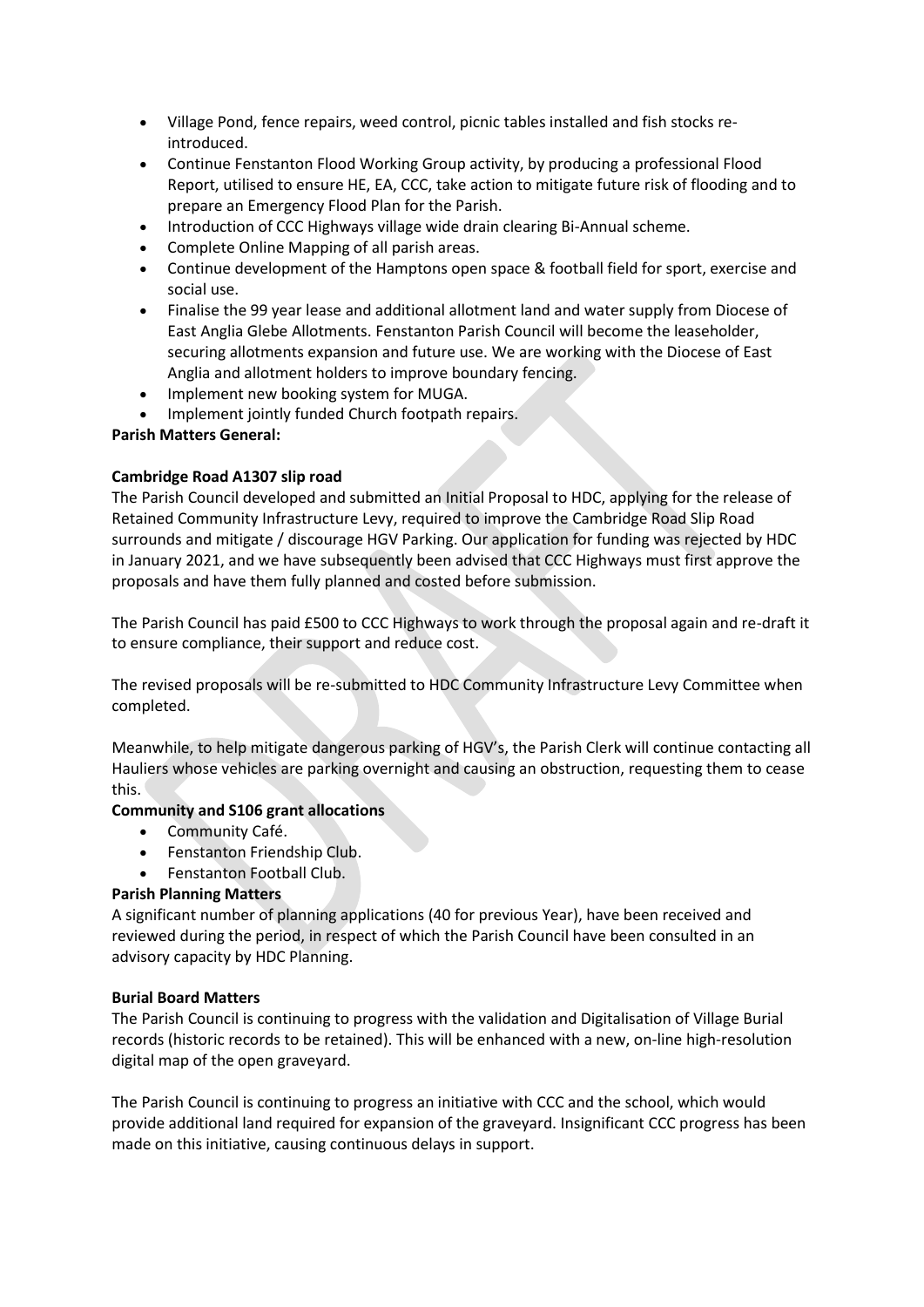- Village Pond, fence repairs, weed control, picnic tables installed and fish stocks re-introduced.
- Continue Fenstanton Flood Working Group activity, by producing a professional Flood Report, utilised to ensure HE, EA, CCC, take action to mitigate future risk of flooding and to prepare an Emergency Flood Plan for the Parish.
- Introduction of CCC Highways village wide drain clearing Bi-Annual scheme.
- Complete Online Mapping of all parish areas.
- Continue development of the Hamptons open space & football field for sport, exercise and social use.
- Finalise the 99 year lease and additional allotment land and water supply from Diocese of East Anglia Glebe Allotments. Fenstanton Parish Council will become the leaseholder, securing allotments expansion and future use. We are working with the Diocese of East Anglia and allotment holders to improve boundary fencing.
- Implement new booking system for MUGA.
- Implement jointly funded Church footpath repairs.

**Parish Matters General:**

**Cambridge Road A1307 slip road**

The Parish Council developed and submitted an Initial Proposal to HDC, applying for the release of Retained Community Infrastructure Levy, required to improve the Cambridge Road Slip Road surrounds and mitigate / discourage HGV Parking. Our application for funding was rejected by HDC in January 2021, and we have subsequently been advised that CCC Highways must first approve the proposals and have them fully planned and costed before submission.

The Parish Council has paid £500 to CCC Highways to work through the proposal again and re-draft it to ensure compliance, their support and reduce cost.

The revised proposals will be re-submitted to HDC Community Infrastructure Levy Committee when completed.

Meanwhile, to help mitigate dangerous parking of HGV's, the Parish Clerk will continue contacting all Hauliers whose vehicles are parking overnight and causing an obstruction, requesting them to cease this.

**Community and S106 grant allocations**

- Community Café.
- Fenstanton Friendship Club.
- Fenstanton Football Club.

**Parish Planning Matters**

A significant number of planning applications (40 for previous Year), have been received and reviewed during the period, in respect of which the Parish Council have been consulted in an advisory capacity by HDC Planning.

**Burial Board Matters**

The Parish Council is continuing to progress with the validation and Digitalisation of Village Burial records (historic records to be retained). This will be enhanced with a new, on-line high-resolution digital map of the open graveyard.

The Parish Council is continuing to progress an initiative with CCC and the school, which would provide additional land required for expansion of the graveyard. Insignificant CCC progress has been made on this initiative, causing continuous delays in support.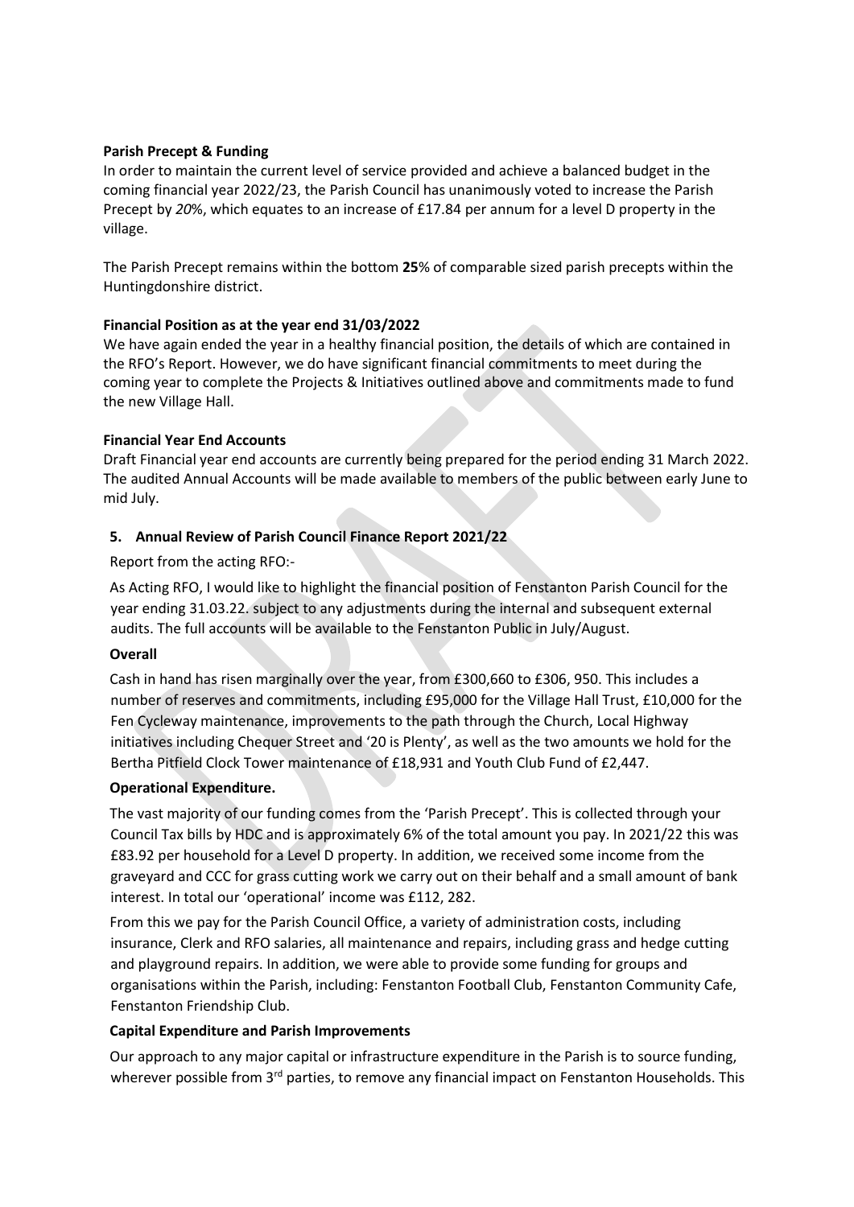**Parish Precept & Funding**

In order to maintain the current level of service provided and achieve a balanced budget in the coming financial year 2022/23, the Parish Council has unanimously voted to increase the Parish Precept by *20*%, which equates to an increase of £17.84 per annum for a level D property in the village.

The Parish Precept remains within the bottom **25**% of comparable sized parish precepts within the Huntingdonshire district.

**Financial Position as at the year end 31/03/2022**

We have again ended the year in a healthy financial position, the details of which are contained in the RFO's Report. However, we do have significant financial commitments to meet during the coming year to complete the Projects & Initiatives outlined above and commitments made to fund the new Village Hall.

**Financial Year End Accounts**

Draft Financial year end accounts are currently being prepared for the period ending 31 March 2022. The audited Annual Accounts will be made available to members of the public between early June to mid July.

## 5. Annual Review of Parish Council Finance Report 2021/22

Report from the acting RFO:-

As Acting RFO, I would like to highlight the financial position of Fenstanton Parish Council for the year ending 31.03.22. subject to any adjustments during the internal and subsequent external audits. The full accounts will be available to the Fenstanton Public in July/August.

**Overall**

Cash in hand has risen marginally over the year, from £300,660 to £306, 950. This includes a number of reserves and commitments, including £95,000 for the Village Hall Trust, £10,000 for the Fen Cycleway maintenance, improvements to the path through the Church, Local Highway initiatives including Chequer Street and '20 is Plenty', as well as the two amounts we hold for the Bertha Pitfield Clock Tower maintenance of £18,931 and Youth Club Fund of £2,447.

**Operational Expenditure.**

The vast majority of our funding comes from the 'Parish Precept'. This is collected through your Council Tax bills by HDC and is approximately 6% of the total amount you pay. In 2021/22 this was £83.92 per household for a Level D property. In addition, we received some income from the graveyard and CCC for grass cutting work we carry out on their behalf and a small amount of bank interest. In total our 'operational' income was £112, 282.

From this we pay for the Parish Council Office, a variety of administration costs, including insurance, Clerk and RFO salaries, all maintenance and repairs, including grass and hedge cutting and playground repairs. In addition, we were able to provide some funding for groups and organisations within the Parish, including: Fenstanton Football Club, Fenstanton Community Cafe, Fenstanton Friendship Club.

**Capital Expenditure and Parish Improvements**

Our approach to any major capital or infrastructure expenditure in the Parish is to source funding, wherever possible from 3rd parties, to remove any financial impact on Fenstanton Households. This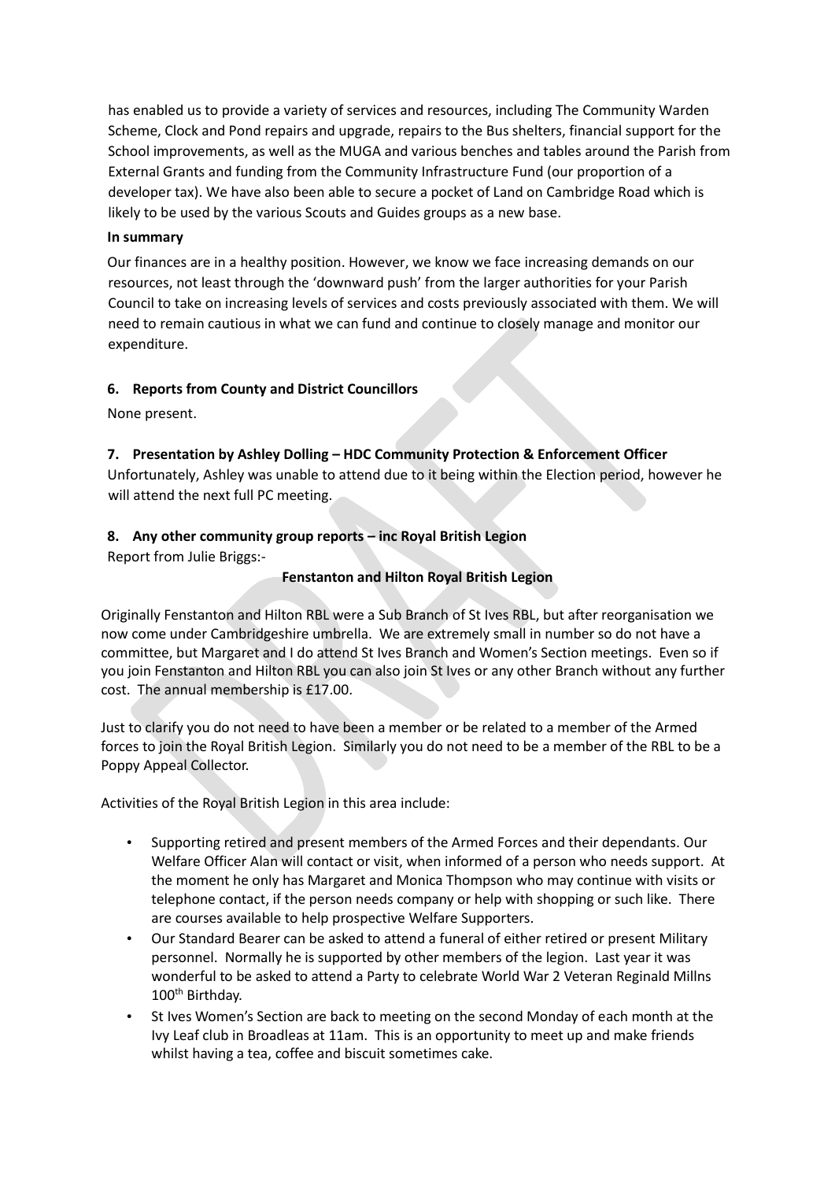has enabled us to provide a variety of services and resources, including The Community Warden Scheme, Clock and Pond repairs and upgrade, repairs to the Bus shelters, financial support for the School improvements, as well as the MUGA and various benches and tables around the Parish from External Grants and funding from the Community Infrastructure Fund (our proportion of a developer tax). We have also been able to secure a pocket of Land on Cambridge Road which is likely to be used by the various Scouts and Guides groups as a new base.

**In summary**

Our finances are in a healthy position. However, we know we face increasing demands on our resources, not least through the 'downward push' from the larger authorities for your Parish Council to take on increasing levels of services and costs previously associated with them. We will need to remain cautious in what we can fund and continue to closely manage and monitor our expenditure.

## 6. Reports from County and District Councillors

None present.

## 7. Presentation by Ashley Dolling – HDC Community Protection & Enforcement Officer

Unfortunately, Ashley was unable to attend due to it being within the Election period, however he will attend the next full PC meeting.

## 8. Any other community group reports – inc Royal British Legion

Report from Julie Briggs:-

**Fenstanton and Hilton Royal British Legion**

Originally Fenstanton and Hilton RBL were a Sub Branch of St Ives RBL, but after reorganisation we now come under Cambridgeshire umbrella. We are extremely small in number so do not have a committee, but Margaret and I do attend St Ives Branch and Women's Section meetings. Even so if you join Fenstanton and Hilton RBL you can also join St Ives or any other Branch without any further cost. The annual membership is £17.00.

Just to clarify you do not need to have been a member or be related to a member of the Armed forces to join the Royal British Legion. Similarly you do not need to be a member of the RBL to be a Poppy Appeal Collector.

Activities of the Royal British Legion in this area include:

- Supporting retired and present members of the Armed Forces and their dependants. Our Welfare Officer Alan will contact or visit, when informed of a person who needs support. At the moment he only has Margaret and Monica Thompson who may continue with visits or telephone contact, if the person needs company or help with shopping or such like. There are courses available to help prospective Welfare Supporters.
- Our Standard Bearer can be asked to attend a funeral of either retired or present Military personnel. Normally he is supported by other members of the legion. Last year it was wonderful to be asked to attend a Party to celebrate World War 2 Veteran Reginald Millns 100th Birthday.
- St Ives Women's Section are back to meeting on the second Monday of each month at the Ivy Leaf club in Broadleas at 11am. This is an opportunity to meet up and make friends whilst having a tea, coffee and biscuit sometimes cake.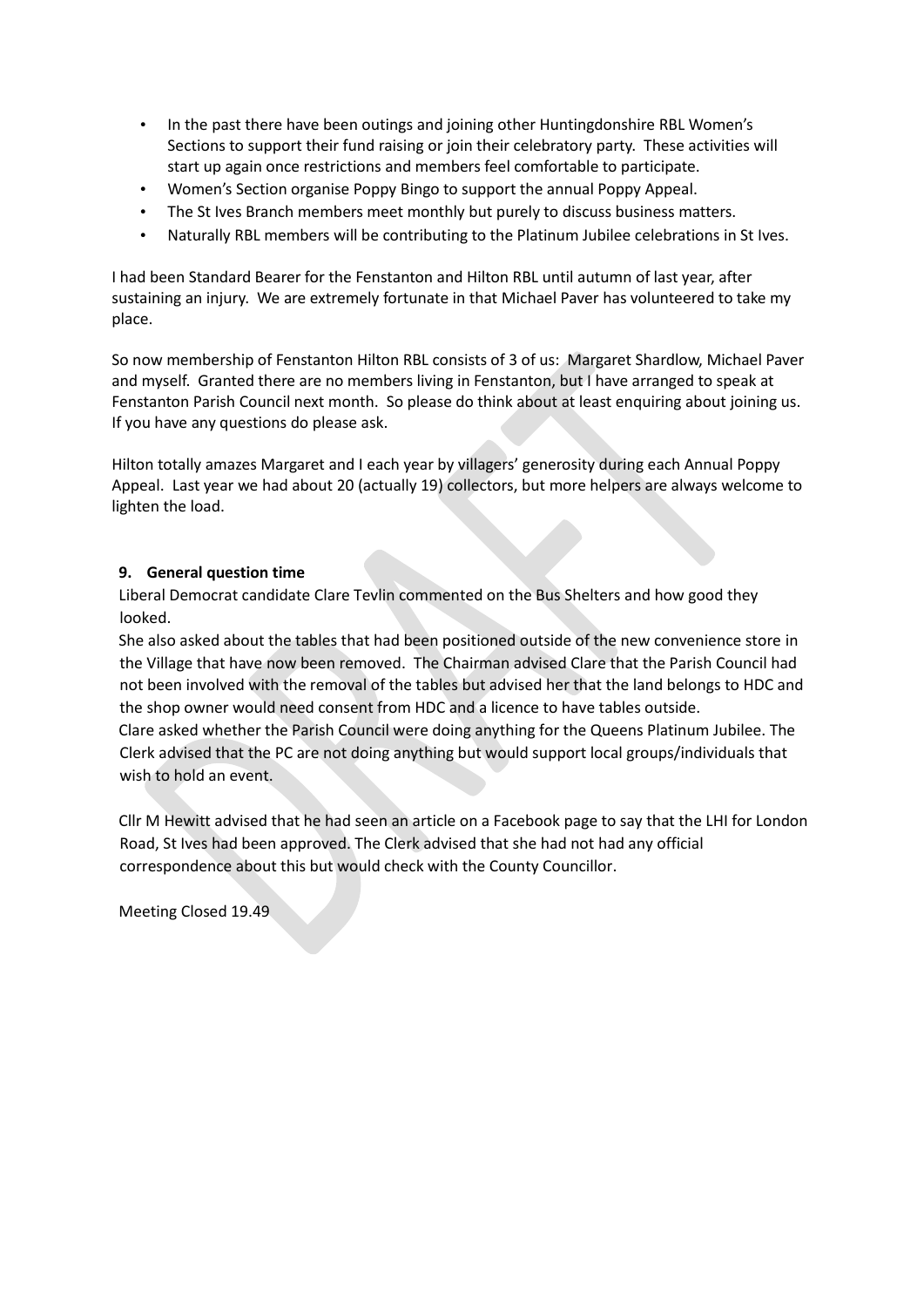- In the past there have been outings and joining other Huntingdonshire RBL Women's Sections to support their fund raising or join their celebratory party. These activities will start up again once restrictions and members feel comfortable to participate.
- Women's Section organise Poppy Bingo to support the annual Poppy Appeal.
- The St Ives Branch members meet monthly but purely to discuss business matters.
- Naturally RBL members will be contributing to the Platinum Jubilee celebrations in St Ives.

I had been Standard Bearer for the Fenstanton and Hilton RBL until autumn of last year, after sustaining an injury. We are extremely fortunate in that Michael Paver has volunteered to take my place.

So now membership of Fenstanton Hilton RBL consists of 3 of us: Margaret Shardlow, Michael Paver and myself. Granted there are no members living in Fenstanton, but I have arranged to speak at Fenstanton Parish Council next month. So please do think about at least enquiring about joining us. If you have any questions do please ask.

Hilton totally amazes Margaret and I each year by villagers' generosity during each Annual Poppy Appeal. Last year we had about 20 (actually 19) collectors, but more helpers are always welcome to lighten the load.

**9. General question time**

Liberal Democrat candidate Clare Tevlin commented on the Bus Shelters and how good they looked.

She also asked about the tables that had been positioned outside of the new convenience store in the Village that have now been removed. The Chairman advised Clare that the Parish Council had not been involved with the removal of the tables but advised her that the land belongs to HDC and the shop owner would need consent from HDC and a licence to have tables outside.

Clare asked whether the Parish Council were doing anything for the Queens Platinum Jubilee. The Clerk advised that the PC are not doing anything but would support local groups/individuals that wish to hold an event.

Cllr M Hewitt advised that he had seen an article on a Facebook page to say that the LHI for London Road, St Ives had been approved. The Clerk advised that she had not had any official correspondence about this but would check with the County Councillor.

Meeting Closed 19.49